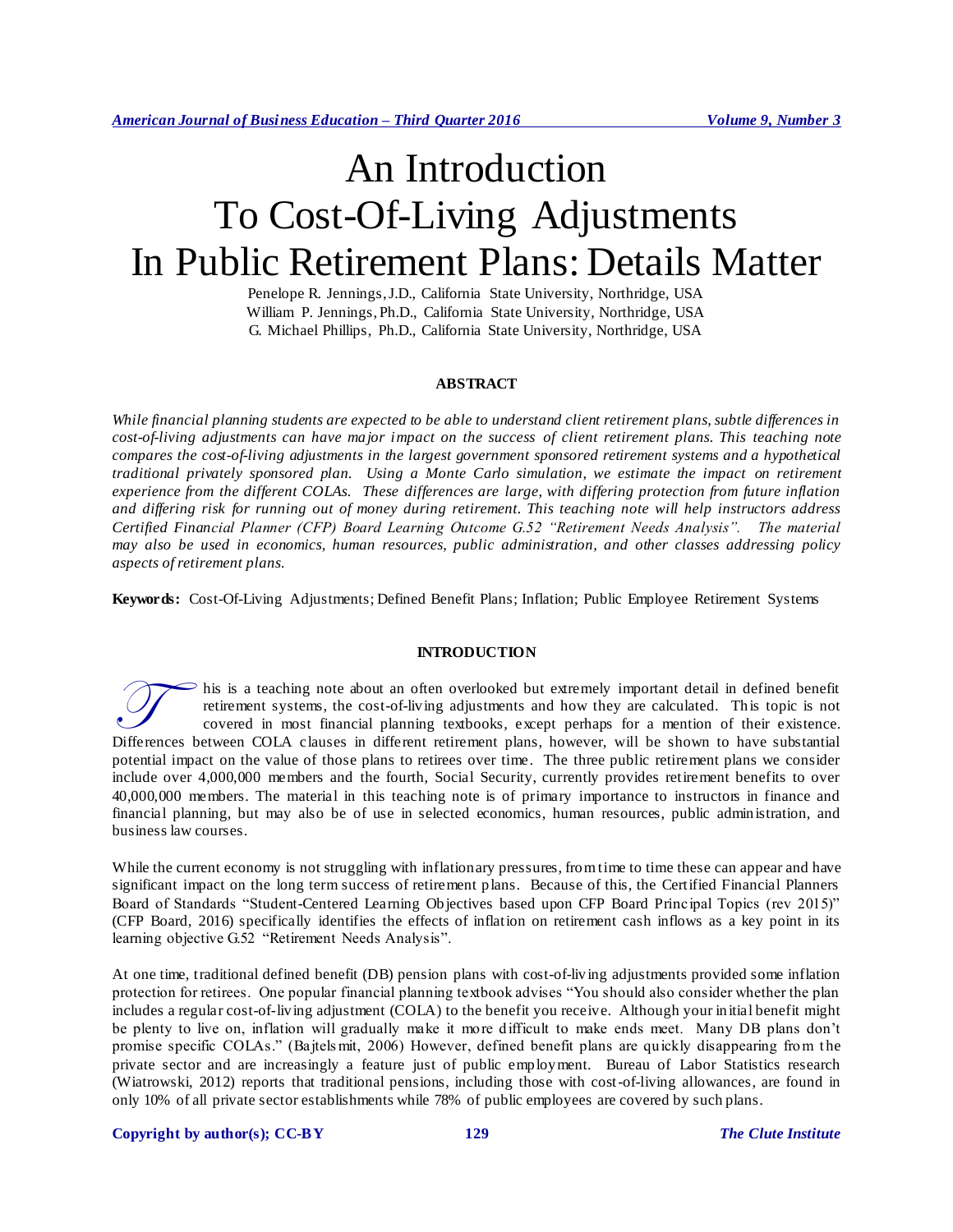# An Introduction To Cost-Of-Living Adjustments In Public Retirement Plans: Details Matter

Penelope R. Jennings, J.D., California State University, Northridge, USA
William P. Jennings, Ph.D., California State University, Northridge, USA
G. Michael Phillips, Ph.D., California State University, Northridge, USA

## ABSTRACT

*While financial planning students are expected to be able to understand client retirement plans, subtle differences in cost-of-living adjustments can have major impact on the success of client retirement plans. This teaching note compares the cost-of-living adjustments in the largest government sponsored retirement systems and a hypothetical traditional privately sponsored plan. Using a Monte Carlo simulation, we estimate the impact on retirement experience from the different COLAs. These differences are large, with differing protection from future inflation and differing risk for running out of money during retirement. This teaching note will help instructors address Certified Financial Planner (CFP) Board Learning Outcome G.52 "Retirement Needs Analysis". The material may also be used in economics, human resources, public administration, and other classes addressing policy aspects of retirement plans.*

**Keywords:** Cost-Of-Living Adjustments; Defined Benefit Plans; Inflation; Public Employee Retirement Systems

## INTRODUCTION

This is a teaching note about an often overlooked but extremely important detail in defined benefit retirement systems, the cost-of-living adjustments and how they are calculated. This topic is not covered in most financial planning textbooks, except perhaps for a mention of their existence. Differences between COLA clauses in different retirement plans, however, will be shown to have substantial potential impact on the value of those plans to retirees over time. The three public retirement plans we consider include over 4,000,000 members and the fourth, Social Security, currently provides retirement benefits to over 40,000,000 members. The material in this teaching note is of primary importance to instructors in finance and financial planning, but may also be of use in selected economics, human resources, public administration, and business law courses.

While the current economy is not struggling with inflationary pressures, from time to time these can appear and have significant impact on the long term success of retirement plans. Because of this, the Certified Financial Planners Board of Standards "Student-Centered Learning Objectives based upon CFP Board Principal Topics (rev 2015)" (CFP Board, 2016) specifically identifies the effects of inflation on retirement cash inflows as a key point in its learning objective G.52 "Retirement Needs Analysis".

At one time, traditional defined benefit (DB) pension plans with cost-of-living adjustments provided some inflation protection for retirees. One popular financial planning textbook advises "You should also consider whether the plan includes a regular cost-of-living adjustment (COLA) to the benefit you receive. Although your initial benefit might be plenty to live on, inflation will gradually make it more difficult to make ends meet. Many DB plans don't promise specific COLAs." (Bajtelsmit, 2006) However, defined benefit plans are quickly disappearing from the private sector and are increasingly a feature just of public employment. Bureau of Labor Statistics research (Wiatrowski, 2012) reports that traditional pensions, including those with cost-of-living allowances, are found in only 10% of all private sector establishments while 78% of public employees are covered by such plans.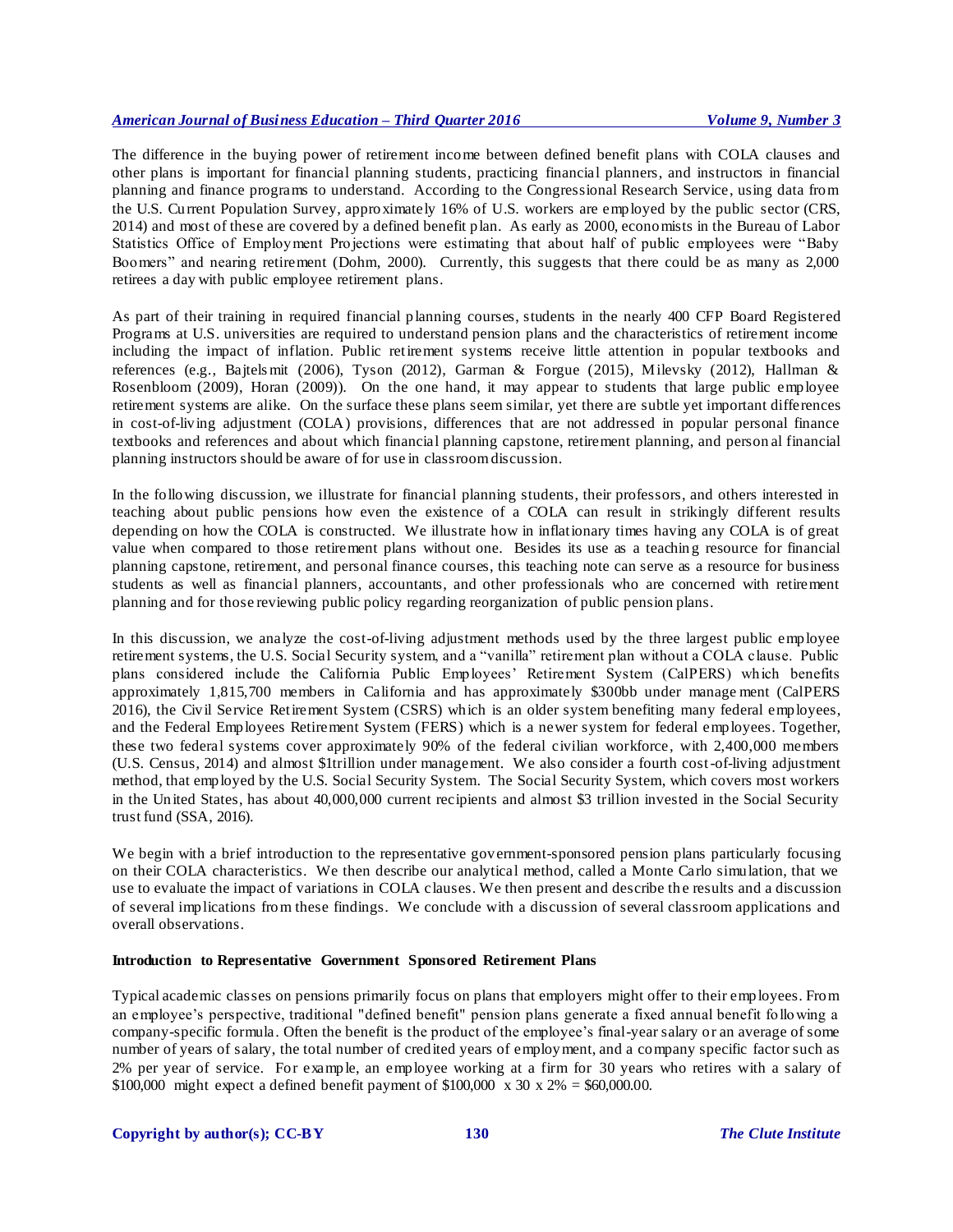The difference in the buying power of retirement income between defined benefit plans with COLA clauses and other plans is important for financial planning students, practicing financial planners, and instructors in financial planning and finance programs to understand. According to the Congressional Research Service, using data from the U.S. Current Population Survey, approximately 16% of U.S. workers are employed by the public sector (CRS, 2014) and most of these are covered by a defined benefit plan. As early as 2000, economists in the Bureau of Labor Statistics Office of Employment Projections were estimating that about half of public employees were "Baby Boomers" and nearing retirement (Dohm, 2000). Currently, this suggests that there could be as many as 2,000 retirees a day with public employee retirement plans.

As part of their training in required financial planning courses, students in the nearly 400 CFP Board Registered Programs at U.S. universities are required to understand pension plans and the characteristics of retirement income including the impact of inflation. Public retirement systems receive little attention in popular textbooks and references (e.g., Bajtelsmit (2006), Tyson (2012), Garman & Forgue (2015), Milevsky (2012), Hallman & Rosenbloom (2009), Horan (2009)). On the one hand, it may appear to students that large public employee retirement systems are alike. On the surface these plans seem similar, yet there are subtle yet important differences in cost-of-living adjustment (COLA) provisions, differences that are not addressed in popular personal finance textbooks and references and about which financial planning capstone, retirement planning, and personal financial planning instructors should be aware of for use in classroom discussion.

In the following discussion, we illustrate for financial planning students, their professors, and others interested in teaching about public pensions how even the existence of a COLA can result in strikingly different results depending on how the COLA is constructed. We illustrate how in inflationary times having any COLA is of great value when compared to those retirement plans without one. Besides its use as a teaching resource for financial planning capstone, retirement, and personal finance courses, this teaching note can serve as a resource for business students as well as financial planners, accountants, and other professionals who are concerned with retirement planning and for those reviewing public policy regarding reorganization of public pension plans.

In this discussion, we analyze the cost-of-living adjustment methods used by the three largest public employee retirement systems, the U.S. Social Security system, and a "vanilla" retirement plan without a COLA clause. Public plans considered include the California Public Employees' Retirement System (CalPERS) which benefits approximately 1,815,700 members in California and has approximately \$300bb under management (CalPERS 2016), the Civil Service Retirement System (CSRS) which is an older system benefiting many federal employees, and the Federal Employees Retirement System (FERS) which is a newer system for federal employees. Together, these two federal systems cover approximately 90% of the federal civilian workforce, with 2,400,000 members (U.S. Census, 2014) and almost \$1trillion under management. We also consider a fourth cost-of-living adjustment method, that employed by the U.S. Social Security System. The Social Security System, which covers most workers in the United States, has about 40,000,000 current recipients and almost \$3 trillion invested in the Social Security trust fund (SSA, 2016).

We begin with a brief introduction to the representative government-sponsored pension plans particularly focusing on their COLA characteristics. We then describe our analytical method, called a Monte Carlo simulation, that we use to evaluate the impact of variations in COLA clauses. We then present and describe the results and a discussion of several implications from these findings. We conclude with a discussion of several classroom applications and overall observations.

**Introduction to Representative Government Sponsored Retirement Plans**

Typical academic classes on pensions primarily focus on plans that employers might offer to their employees. From an employee's perspective, traditional "defined benefit" pension plans generate a fixed annual benefit following a company-specific formula. Often the benefit is the product of the employee's final-year salary or an average of some number of years of salary, the total number of credited years of employment, and a company specific factor such as 2% per year of service. For example, an employee working at a firm for 30 years who retires with a salary of \$100,000 might expect a defined benefit payment of \$100,000 x 30 x 2% = \$60,000.00.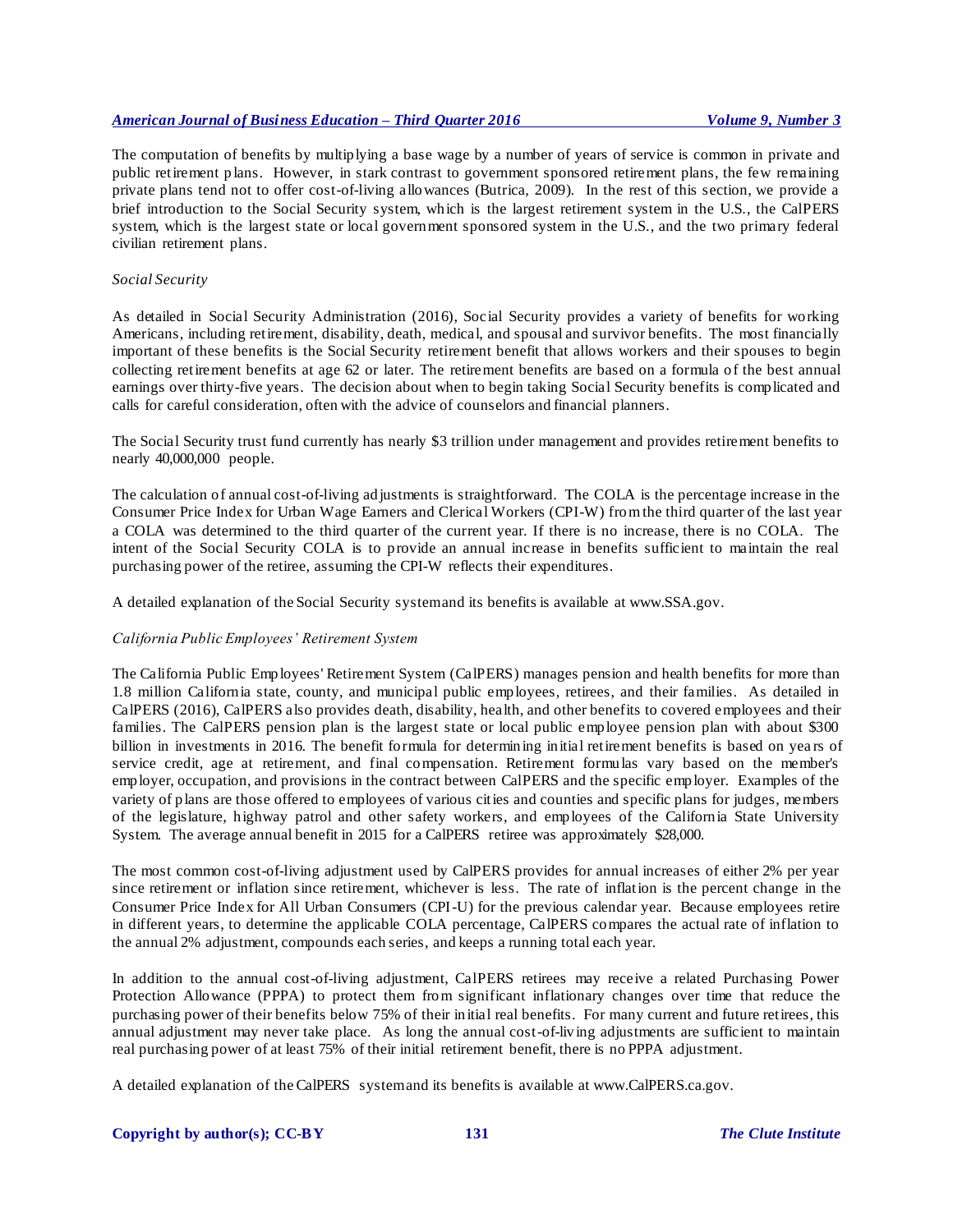The computation of benefits by multiplying a base wage by a number of years of service is common in private and public retirement plans. However, in stark contrast to government sponsored retirement plans, the few remaining private plans tend not to offer cost-of-living allowances (Butrica, 2009). In the rest of this section, we provide a brief introduction to the Social Security system, which is the largest retirement system in the U.S., the CalPERS system, which is the largest state or local government sponsored system in the U.S., and the two primary federal civilian retirement plans.

*Social Security*

As detailed in Social Security Administration (2016), Social Security provides a variety of benefits for working Americans, including retirement, disability, death, medical, and spousal and survivor benefits. The most financially important of these benefits is the Social Security retirement benefit that allows workers and their spouses to begin collecting retirement benefits at age 62 or later. The retirement benefits are based on a formula of the best annual earnings over thirty-five years. The decision about when to begin taking Social Security benefits is complicated and calls for careful consideration, often with the advice of counselors and financial planners.

The Social Security trust fund currently has nearly $3 trillion under management and provides retirement benefits to nearly 40,000,000 people.

The calculation of annual cost-of-living adjustments is straightforward. The COLA is the percentage increase in the Consumer Price Index for Urban Wage Earners and Clerical Workers (CPI-W) from the third quarter of the last year a COLA was determined to the third quarter of the current year. If there is no increase, there is no COLA. The intent of the Social Security COLA is to provide an annual increase in benefits sufficient to maintain the real purchasing power of the retiree, assuming the CPI-W reflects their expenditures.

A detailed explanation of the Social Security system and its benefits is available at www.SSA.gov.

*California Public Employees' Retirement System*

The California Public Employees' Retirement System (CalPERS) manages pension and health benefits for more than 1.8 million California state, county, and municipal public employees, retirees, and their families. As detailed in CalPERS (2016), CalPERS also provides death, disability, health, and other benefits to covered employees and their families. The CalPERS pension plan is the largest state or local public employee pension plan with about $300 billion in investments in 2016. The benefit formula for determining initial retirement benefits is based on years of service credit, age at retirement, and final compensation. Retirement formulas vary based on the member's employer, occupation, and provisions in the contract between CalPERS and the specific employer. Examples of the variety of plans are those offered to employees of various cities and counties and specific plans for judges, members of the legislature, highway patrol and other safety workers, and employees of the California State University System. The average annual benefit in 2015 for a CalPERS retiree was approximately $28,000.

The most common cost-of-living adjustment used by CalPERS provides for annual increases of either 2% per year since retirement or inflation since retirement, whichever is less. The rate of inflation is the percent change in the Consumer Price Index for All Urban Consumers (CPI-U) for the previous calendar year. Because employees retire in different years, to determine the applicable COLA percentage, CalPERS compares the actual rate of inflation to the annual 2% adjustment, compounds each series, and keeps a running total each year.

In addition to the annual cost-of-living adjustment, CalPERS retirees may receive a related Purchasing Power Protection Allowance (PPPA) to protect them from significant inflationary changes over time that reduce the purchasing power of their benefits below 75% of their initial real benefits. For many current and future retirees, this annual adjustment may never take place. As long the annual cost-of-living adjustments are sufficient to maintain real purchasing power of at least 75% of their initial retirement benefit, there is no PPPA adjustment.

A detailed explanation of the CalPERS system and its benefits is available at www.CalPERS.ca.gov.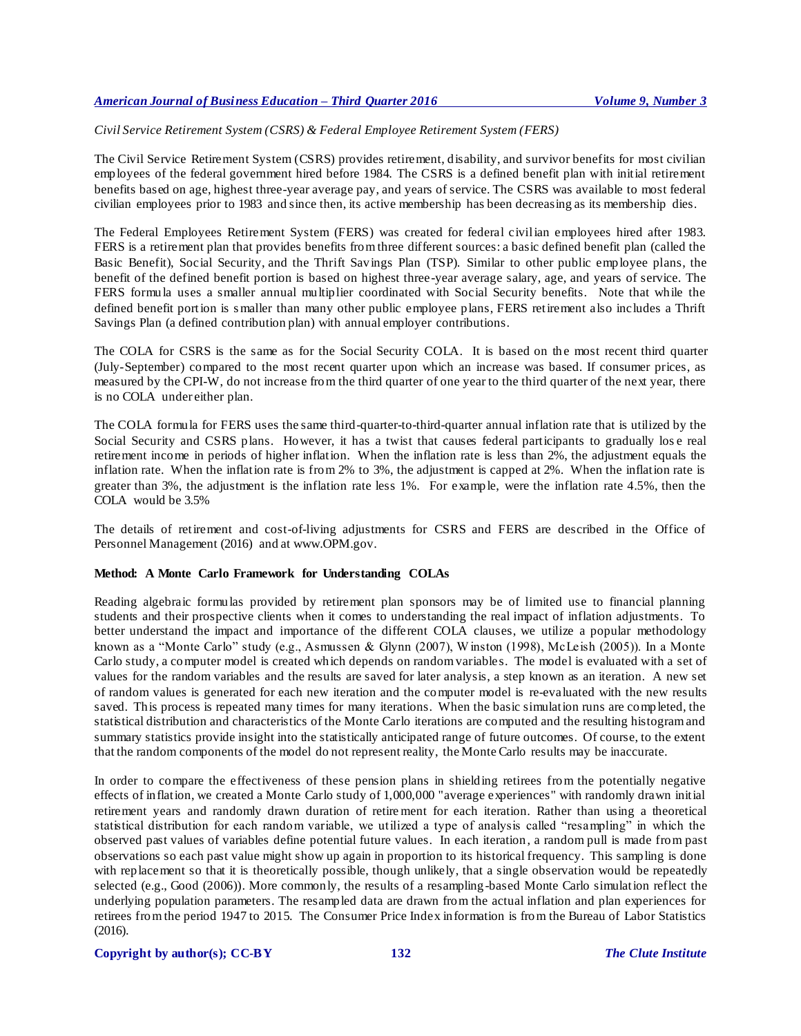*Civil Service Retirement System (CSRS) & Federal Employee Retirement System (FERS)*

The Civil Service Retirement System (CSRS) provides retirement, disability, and survivor benefits for most civilian employees of the federal government hired before 1984. The CSRS is a defined benefit plan with initial retirement benefits based on age, highest three-year average pay, and years of service. The CSRS was available to most federal civilian employees prior to 1983 and since then, its active membership has been decreasing as its membership dies.

The Federal Employees Retirement System (FERS) was created for federal civilian employees hired after 1983. FERS is a retirement plan that provides benefits from three different sources: a basic defined benefit plan (called the Basic Benefit), Social Security, and the Thrift Savings Plan (TSP). Similar to other public employee plans, the benefit of the defined benefit portion is based on highest three-year average salary, age, and years of service. The FERS formula uses a smaller annual multiplier coordinated with Social Security benefits. Note that while the defined benefit portion is smaller than many other public employee plans, FERS retirement also includes a Thrift Savings Plan (a defined contribution plan) with annual employer contributions.

The COLA for CSRS is the same as for the Social Security COLA. It is based on the most recent third quarter (July-September) compared to the most recent quarter upon which an increase was based. If consumer prices, as measured by the CPI-W, do not increase from the third quarter of one year to the third quarter of the next year, there is no COLA under either plan.

The COLA formula for FERS uses the same third-quarter-to-third-quarter annual inflation rate that is utilized by the Social Security and CSRS plans. However, it has a twist that causes federal participants to gradually lose real retirement income in periods of higher inflation. When the inflation rate is less than 2%, the adjustment equals the inflation rate. When the inflation rate is from 2% to 3%, the adjustment is capped at 2%. When the inflation rate is greater than 3%, the adjustment is the inflation rate less 1%. For example, were the inflation rate 4.5%, then the COLA would be 3.5%

The details of retirement and cost-of-living adjustments for CSRS and FERS are described in the Office of Personnel Management (2016) and at www.OPM.gov.

**Method: A Monte Carlo Framework for Understanding COLAs**

Reading algebraic formulas provided by retirement plan sponsors may be of limited use to financial planning students and their prospective clients when it comes to understanding the real impact of inflation adjustments. To better understand the impact and importance of the different COLA clauses, we utilize a popular methodology known as a "Monte Carlo" study (e.g., Asmussen & Glynn (2007), Winston (1998), McLeish (2005)). In a Monte Carlo study, a computer model is created which depends on random variables. The model is evaluated with a set of values for the random variables and the results are saved for later analysis, a step known as an iteration. A new set of random values is generated for each new iteration and the computer model is re-evaluated with the new results saved. This process is repeated many times for many iterations. When the basic simulation runs are completed, the statistical distribution and characteristics of the Monte Carlo iterations are computed and the resulting histogram and summary statistics provide insight into the statistically anticipated range of future outcomes. Of course, to the extent that the random components of the model do not represent reality, the Monte Carlo results may be inaccurate.

In order to compare the effectiveness of these pension plans in shielding retirees from the potentially negative effects of inflation, we created a Monte Carlo study of 1,000,000 "average experiences" with randomly drawn initial retirement years and randomly drawn duration of retirement for each iteration. Rather than using a theoretical statistical distribution for each random variable, we utilized a type of analysis called "resampling" in which the observed past values of variables define potential future values. In each iteration, a random pull is made from past observations so each past value might show up again in proportion to its historical frequency. This sampling is done with replacement so that it is theoretically possible, though unlikely, that a single observation would be repeatedly selected (e.g., Good (2006)). More commonly, the results of a resampling-based Monte Carlo simulation reflect the underlying population parameters. The resampled data are drawn from the actual inflation and plan experiences for retirees from the period 1947 to 2015. The Consumer Price Index information is from the Bureau of Labor Statistics (2016).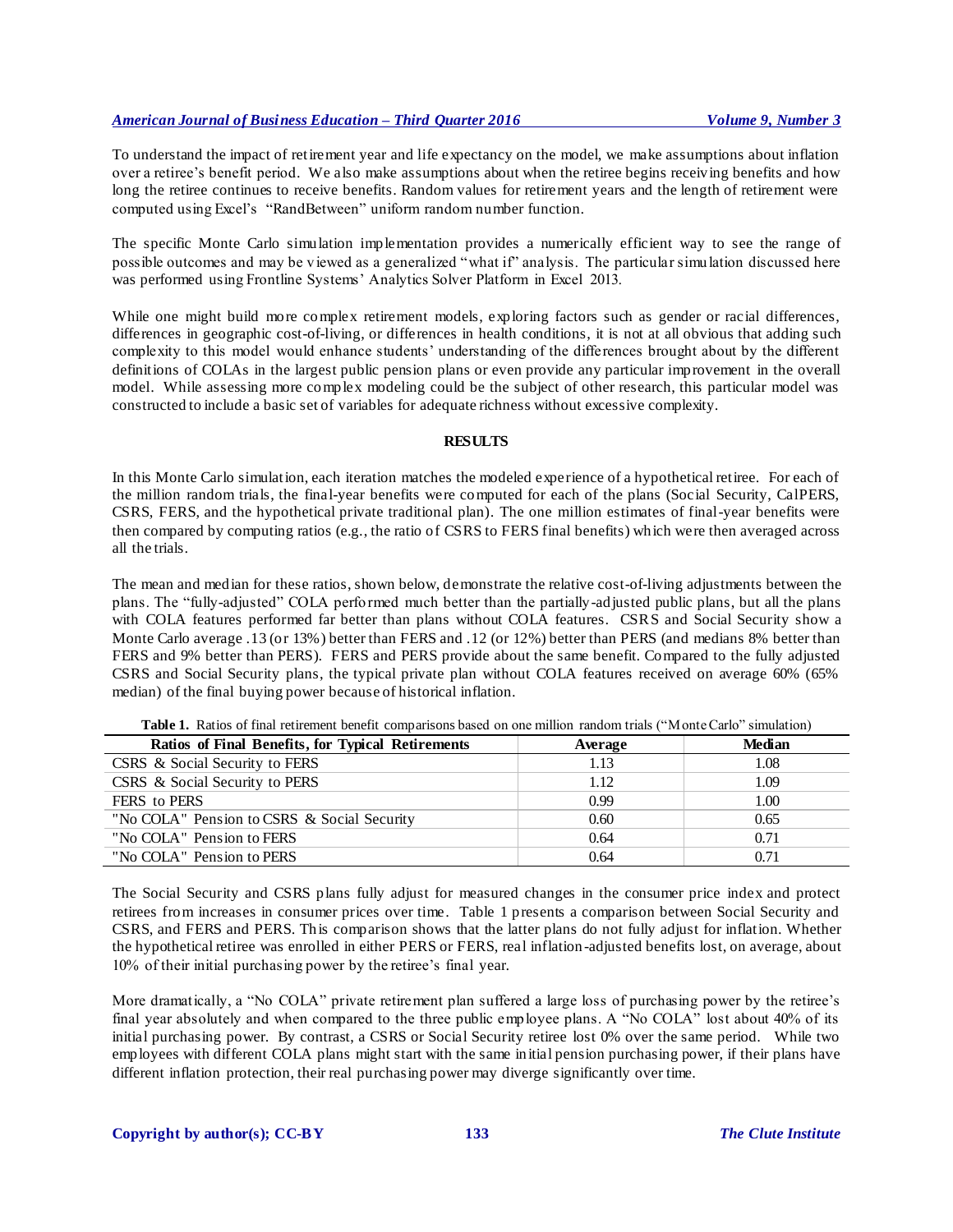To understand the impact of retirement year and life expectancy on the model, we make assumptions about inflation over a retiree's benefit period. We also make assumptions about when the retiree begins receiving benefits and how long the retiree continues to receive benefits. Random values for retirement years and the length of retirement were computed using Excel's "RandBetween" uniform random number function.

The specific Monte Carlo simulation implementation provides a numerically efficient way to see the range of possible outcomes and may be viewed as a generalized "what if" analysis. The particular simulation discussed here was performed using Frontline Systems' Analytics Solver Platform in Excel 2013.

While one might build more complex retirement models, exploring factors such as gender or racial differences, differences in geographic cost-of-living, or differences in health conditions, it is not at all obvious that adding such complexity to this model would enhance students' understanding of the differences brought about by the different definitions of COLAs in the largest public pension plans or even provide any particular improvement in the overall model. While assessing more complex modeling could be the subject of other research, this particular model was constructed to include a basic set of variables for adequate richness without excessive complexity.

## RESULTS

In this Monte Carlo simulation, each iteration matches the modeled experience of a hypothetical retiree. For each of the million random trials, the final-year benefits were computed for each of the plans (Social Security, CalPERS, CSRS, FERS, and the hypothetical private traditional plan). The one million estimates of final-year benefits were then compared by computing ratios (e.g., the ratio of CSRS to FERS final benefits) which were then averaged across all the trials.

The mean and median for these ratios, shown below, demonstrate the relative cost-of-living adjustments between the plans. The "fully-adjusted" COLA performed much better than the partially-adjusted public plans, but all the plans with COLA features performed far better than plans without COLA features. CSRS and Social Security show a Monte Carlo average .13 (or 13%) better than FERS and .12 (or 12%) better than PERS (and medians 8% better than FERS and 9% better than PERS). FERS and PERS provide about the same benefit. Compared to the fully adjusted CSRS and Social Security plans, the typical private plan without COLA features received on average 60% (65% median) of the final buying power because of historical inflation.

**Table 1.** Ratios of final retirement benefit comparisons based on one million random trials ("Monte Carlo" simulation)

| Ratios of Final Benefits, for Typical Retirements | Average | Median |
|---|---|---|
| CSRS & Social Security to FERS | 1.13 | 1.08 |
| CSRS & Social Security to PERS | 1.12 | 1.09 |
| FERS to PERS | 0.99 | 1.00 |
| "No COLA" Pension to CSRS & Social Security | 0.60 | 0.65 |
| "No COLA" Pension to FERS | 0.64 | 0.71 |
| "No COLA" Pension to PERS | 0.64 | 0.71 |

The Social Security and CSRS plans fully adjust for measured changes in the consumer price index and protect retirees from increases in consumer prices over time. Table 1 presents a comparison between Social Security and CSRS, and FERS and PERS. This comparison shows that the latter plans do not fully adjust for inflation. Whether the hypothetical retiree was enrolled in either PERS or FERS, real inflation-adjusted benefits lost, on average, about 10% of their initial purchasing power by the retiree's final year.

More dramatically, a "No COLA" private retirement plan suffered a large loss of purchasing power by the retiree's final year absolutely and when compared to the three public employee plans. A "No COLA" lost about 40% of its initial purchasing power. By contrast, a CSRS or Social Security retiree lost 0% over the same period. While two employees with different COLA plans might start with the same initial pension purchasing power, if their plans have different inflation protection, their real purchasing power may diverge significantly over time.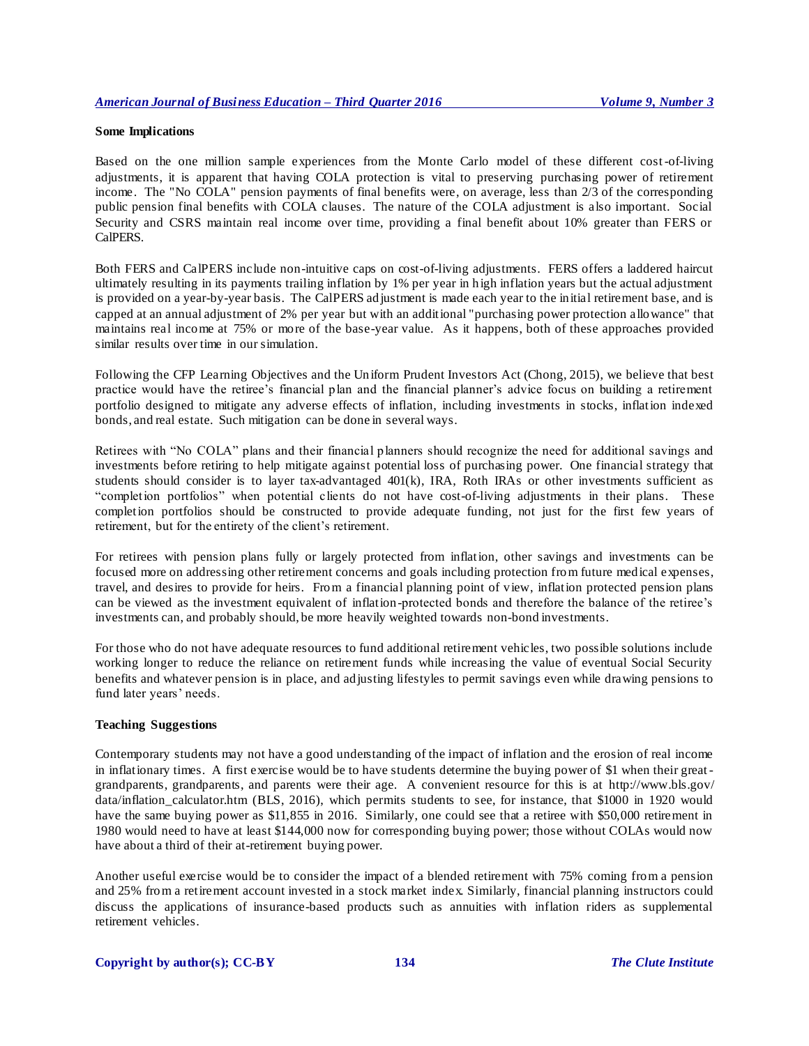**Some Implications**

Based on the one million sample experiences from the Monte Carlo model of these different cost-of-living adjustments, it is apparent that having COLA protection is vital to preserving purchasing power of retirement income. The "No COLA" pension payments of final benefits were, on average, less than 2/3 of the corresponding public pension final benefits with COLA clauses. The nature of the COLA adjustment is also important. Social Security and CSRS maintain real income over time, providing a final benefit about 10% greater than FERS or CalPERS.

Both FERS and CalPERS include non-intuitive caps on cost-of-living adjustments. FERS offers a laddered haircut ultimately resulting in its payments trailing inflation by 1% per year in high inflation years but the actual adjustment is provided on a year-by-year basis. The CalPERS adjustment is made each year to the initial retirement base, and is capped at an annual adjustment of 2% per year but with an additional "purchasing power protection allowance" that maintains real income at 75% or more of the base-year value. As it happens, both of these approaches provided similar results over time in our simulation.

Following the CFP Learning Objectives and the Uniform Prudent Investors Act (Chong, 2015), we believe that best practice would have the retiree's financial plan and the financial planner's advice focus on building a retirement portfolio designed to mitigate any adverse effects of inflation, including investments in stocks, inflation indexed bonds, and real estate. Such mitigation can be done in several ways.

Retirees with "No COLA" plans and their financial planners should recognize the need for additional savings and investments before retiring to help mitigate against potential loss of purchasing power. One financial strategy that students should consider is to layer tax-advantaged 401(k), IRA, Roth IRAs or other investments sufficient as "completion portfolios" when potential clients do not have cost-of-living adjustments in their plans. These completion portfolios should be constructed to provide adequate funding, not just for the first few years of retirement, but for the entirety of the client's retirement.

For retirees with pension plans fully or largely protected from inflation, other savings and investments can be focused more on addressing other retirement concerns and goals including protection from future medical expenses, travel, and desires to provide for heirs. From a financial planning point of view, inflation protected pension plans can be viewed as the investment equivalent of inflation-protected bonds and therefore the balance of the retiree's investments can, and probably should, be more heavily weighted towards non-bond investments.

For those who do not have adequate resources to fund additional retirement vehicles, two possible solutions include working longer to reduce the reliance on retirement funds while increasing the value of eventual Social Security benefits and whatever pension is in place, and adjusting lifestyles to permit savings even while drawing pensions to fund later years' needs.

**Teaching Suggestions**

Contemporary students may not have a good understanding of the impact of inflation and the erosion of real income in inflationary times. A first exercise would be to have students determine the buying power of $1 when their great-grandparents, grandparents, and parents were their age. A convenient resource for this is at http://www.bls.gov/data/inflation_calculator.htm (BLS, 2016), which permits students to see, for instance, that $1000 in 1920 would have the same buying power as $11,855 in 2016. Similarly, one could see that a retiree with $50,000 retirement in 1980 would need to have at least $144,000 now for corresponding buying power; those without COLAs would now have about a third of their at-retirement buying power.

Another useful exercise would be to consider the impact of a blended retirement with 75% coming from a pension and 25% from a retirement account invested in a stock market index. Similarly, financial planning instructors could discuss the applications of insurance-based products such as annuities with inflation riders as supplemental retirement vehicles.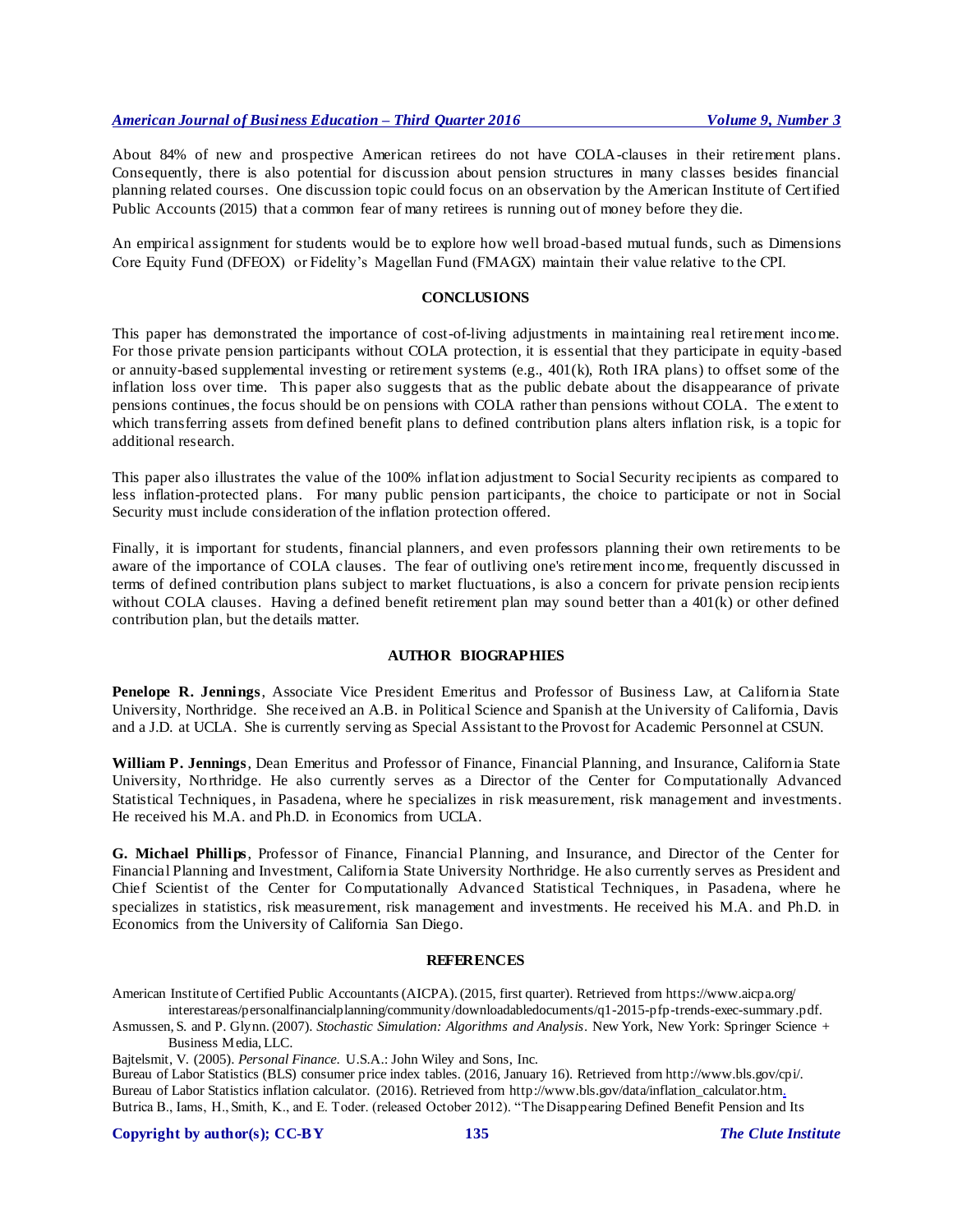About 84% of new and prospective American retirees do not have COLA-clauses in their retirement plans. Consequently, there is also potential for discussion about pension structures in many classes besides financial planning related courses. One discussion topic could focus on an observation by the American Institute of Certified Public Accounts (2015) that a common fear of many retirees is running out of money before they die.

An empirical assignment for students would be to explore how well broad-based mutual funds, such as Dimensions Core Equity Fund (DFEOX) or Fidelity's Magellan Fund (FMAGX) maintain their value relative to the CPI.

## CONCLUSIONS

This paper has demonstrated the importance of cost-of-living adjustments in maintaining real retirement income. For those private pension participants without COLA protection, it is essential that they participate in equity-based or annuity-based supplemental investing or retirement systems (e.g., 401(k), Roth IRA plans) to offset some of the inflation loss over time. This paper also suggests that as the public debate about the disappearance of private pensions continues, the focus should be on pensions with COLA rather than pensions without COLA. The extent to which transferring assets from defined benefit plans to defined contribution plans alters inflation risk, is a topic for additional research.

This paper also illustrates the value of the 100% inflation adjustment to Social Security recipients as compared to less inflation-protected plans. For many public pension participants, the choice to participate or not in Social Security must include consideration of the inflation protection offered.

Finally, it is important for students, financial planners, and even professors planning their own retirements to be aware of the importance of COLA clauses. The fear of outliving one's retirement income, frequently discussed in terms of defined contribution plans subject to market fluctuations, is also a concern for private pension recipients without COLA clauses. Having a defined benefit retirement plan may sound better than a 401(k) or other defined contribution plan, but the details matter.

## AUTHOR BIOGRAPHIES

**Penelope R. Jennings**, Associate Vice President Emeritus and Professor of Business Law, at California State University, Northridge. She received an A.B. in Political Science and Spanish at the University of California, Davis and a J.D. at UCLA. She is currently serving as Special Assistant to the Provost for Academic Personnel at CSUN.

**William P. Jennings**, Dean Emeritus and Professor of Finance, Financial Planning, and Insurance, California State University, Northridge. He also currently serves as a Director of the Center for Computationally Advanced Statistical Techniques, in Pasadena, where he specializes in risk measurement, risk management and investments. He received his M.A. and Ph.D. in Economics from UCLA.

**G. Michael Phillips**, Professor of Finance, Financial Planning, and Insurance, and Director of the Center for Financial Planning and Investment, California State University Northridge. He also currently serves as President and Chief Scientist of the Center for Computationally Advanced Statistical Techniques, in Pasadena, where he specializes in statistics, risk measurement, risk management and investments. He received his M.A. and Ph.D. in Economics from the University of California San Diego.

## REFERENCES

American Institute of Certified Public Accountants (AICPA). (2015, first quarter). Retrieved from https://www.aicpa.org/interestareas/personalfinancialplanning/community/downloadabledocuments/q1-2015-pfp-trends-exec-summary.pdf.

Asmussen, S. and P. Glynn. (2007). *Stochastic Simulation: Algorithms and Analysis*. New York, New York: Springer Science + Business Media, LLC.

Bajtelsmit, V. (2005). *Personal Finance.* U.S.A.: John Wiley and Sons, Inc.

Bureau of Labor Statistics (BLS) consumer price index tables. (2016, January 16). Retrieved from http://www.bls.gov/cpi/.

Bureau of Labor Statistics inflation calculator. (2016). Retrieved from http://www.bls.gov/data/inflation_calculator.htm.

Butrica B., Iams, H., Smith, K., and E. Toder. (released October 2012). "The Disappearing Defined Benefit Pension and Its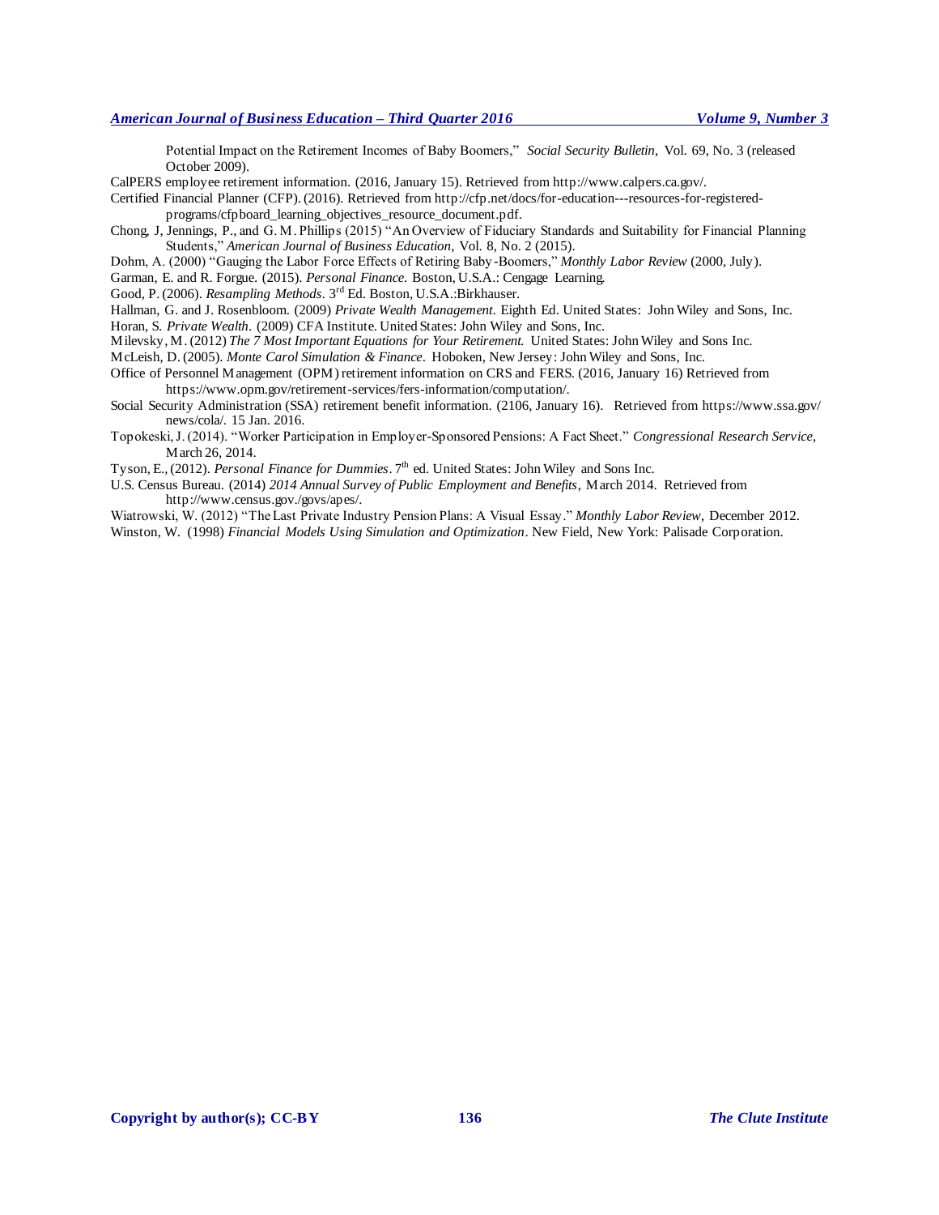Potential Impact on the Retirement Incomes of Baby Boomers," *Social Security Bulletin*, Vol. 69, No. 3 (released October 2009).

CalPERS employee retirement information. (2016, January 15). Retrieved from http://www.calpers.ca.gov/.

Certified Financial Planner (CFP). (2016). Retrieved from http://cfp.net/docs/for-education---resources-for-registered-programs/cfpboard_learning_objectives_resource_document.pdf.

Chong, J, Jennings, P., and G. M. Phillips (2015) "An Overview of Fiduciary Standards and Suitability for Financial Planning Students," *American Journal of Business Education*, Vol. 8, No. 2 (2015).

Dohm, A. (2000) "Gauging the Labor Force Effects of Retiring Baby-Boomers," *Monthly Labor Review* (2000, July).

Garman, E. and R. Forgue. (2015). *Personal Finance.* Boston, U.S.A.: Cengage Learning.

Good, P. (2006). *Resampling Methods*. 3rd Ed. Boston, U.S.A.:Birkhauser.

Hallman, G. and J. Rosenbloom. (2009) *Private Wealth Management.* Eighth Ed. United States: John Wiley and Sons, Inc.

Horan, S. *Private Wealth*. (2009) CFA Institute. United States: John Wiley and Sons, Inc.

Milevsky, M. (2012) *The 7 Most Important Equations for Your Retirement.* United States: John Wiley and Sons Inc.

McLeish, D. (2005). *Monte Carol Simulation & Finance*. Hoboken, New Jersey: John Wiley and Sons, Inc.

Office of Personnel Management (OPM) retirement information on CRS and FERS. (2016, January 16) Retrieved from https://www.opm.gov/retirement-services/fers-information/computation/.

Social Security Administration (SSA) retirement benefit information. (2106, January 16). Retrieved from https://www.ssa.gov/news/cola/. 15 Jan. 2016.

Topokeski, J. (2014). "Worker Participation in Employer-Sponsored Pensions: A Fact Sheet." *Congressional Research Service*, March 26, 2014.

Tyson, E., (2012). *Personal Finance for Dummies*. 7th ed. United States: John Wiley and Sons Inc.

U.S. Census Bureau. (2014) *2014 Annual Survey of Public Employment and Benefits*, March 2014. Retrieved from http://www.census.gov./govs/apes/.

Wiatrowski, W. (2012) "The Last Private Industry Pension Plans: A Visual Essay." *Monthly Labor Review*, December 2012.

Winston, W. (1998) *Financial Models Using Simulation and Optimization*. New Field, New York: Palisade Corporation.